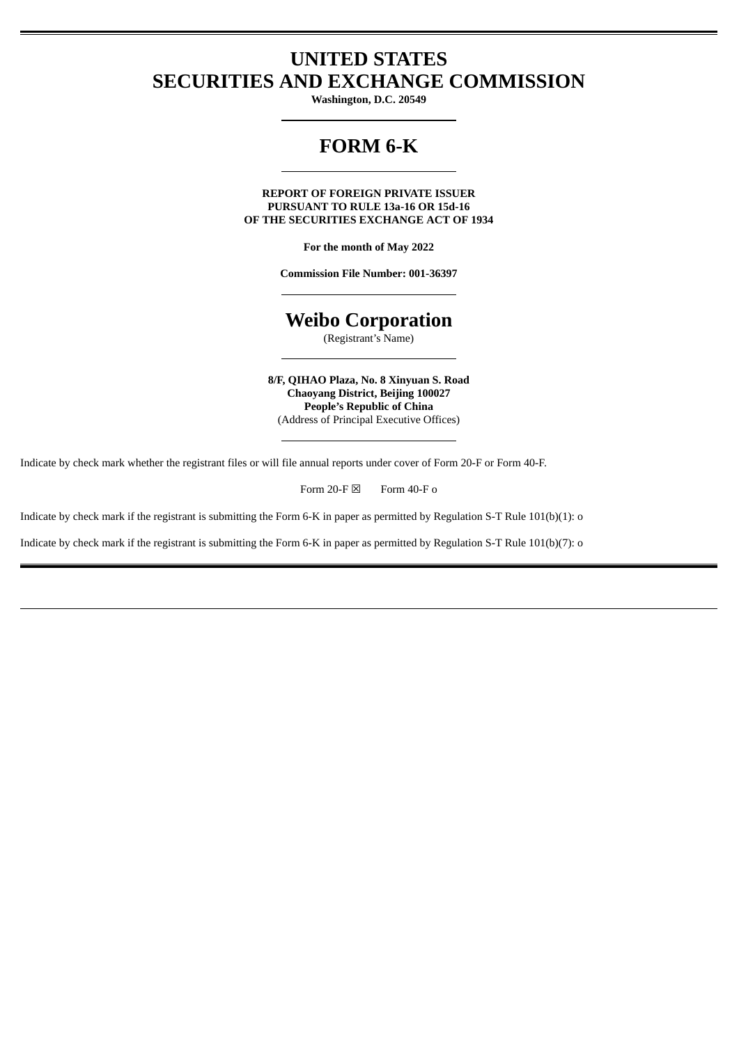# UNITED STATES
# SECURITIES AND EXCHANGE COMMISSION

**Washington, D.C. 20549**

# FORM 6-K

**REPORT OF FOREIGN PRIVATE ISSUER**
**PURSUANT TO RULE 13a-16 OR 15d-16**
**OF THE SECURITIES EXCHANGE ACT OF 1934**

**For the month of May 2022**

**Commission File Number: 001-36397**

# Weibo Corporation

(Registrant's Name)

**8/F, QIHAO Plaza, No. 8 Xinyuan S. Road**
**Chaoyang District, Beijing 100027**
**People's Republic of China**
(Address of Principal Executive Offices)

Indicate by check mark whether the registrant files or will file annual reports under cover of Form 20-F or Form 40-F.

Form 20-F ☒ Form 40-F o

Indicate by check mark if the registrant is submitting the Form 6-K in paper as permitted by Regulation S-T Rule 101(b)(1): o

Indicate by check mark if the registrant is submitting the Form 6-K in paper as permitted by Regulation S-T Rule 101(b)(7): o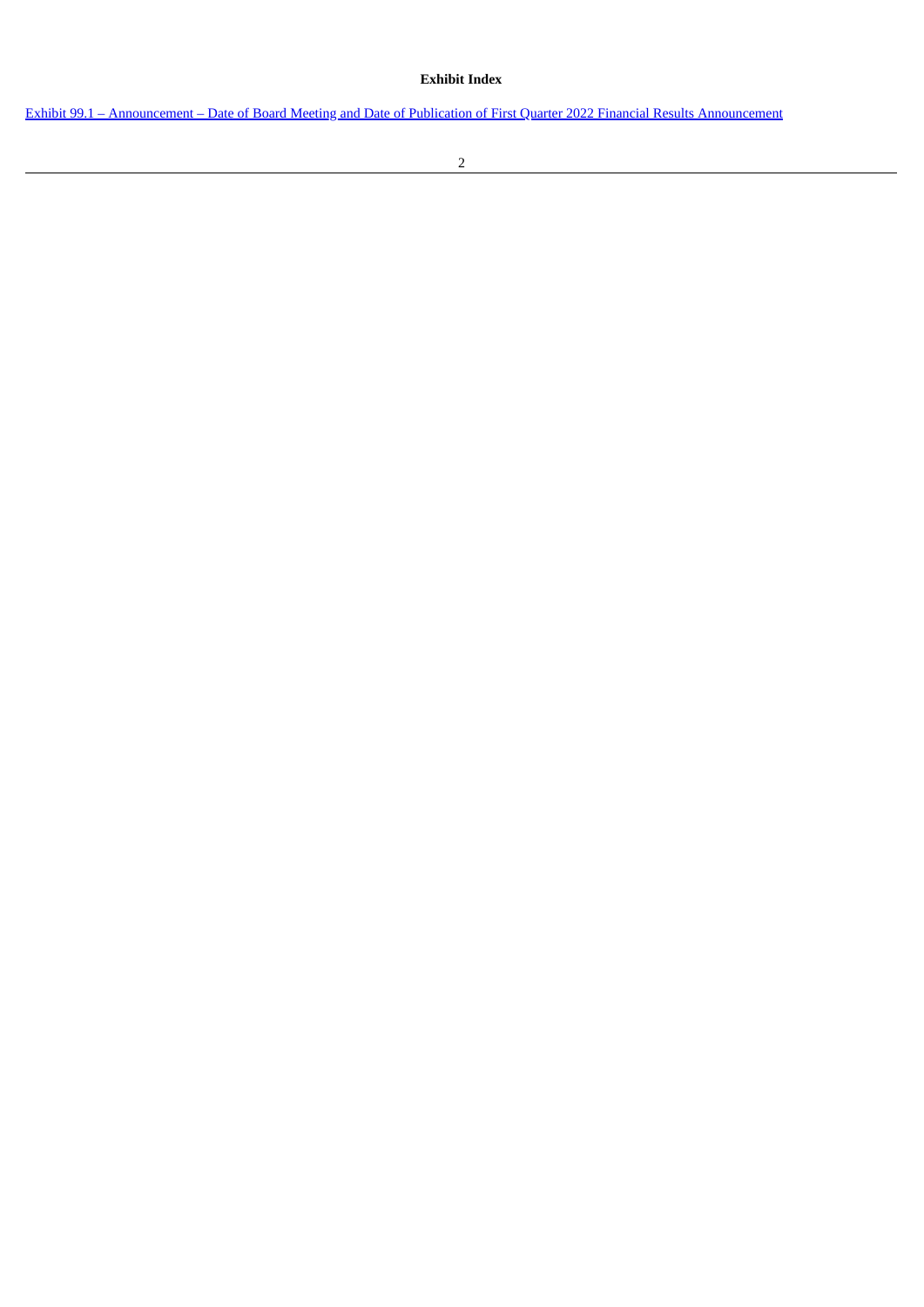**Exhibit Index**

Exhibit 99.1 – Announcement – Date of Board Meeting and Date of Publication of First Quarter 2022 Financial Results Announcement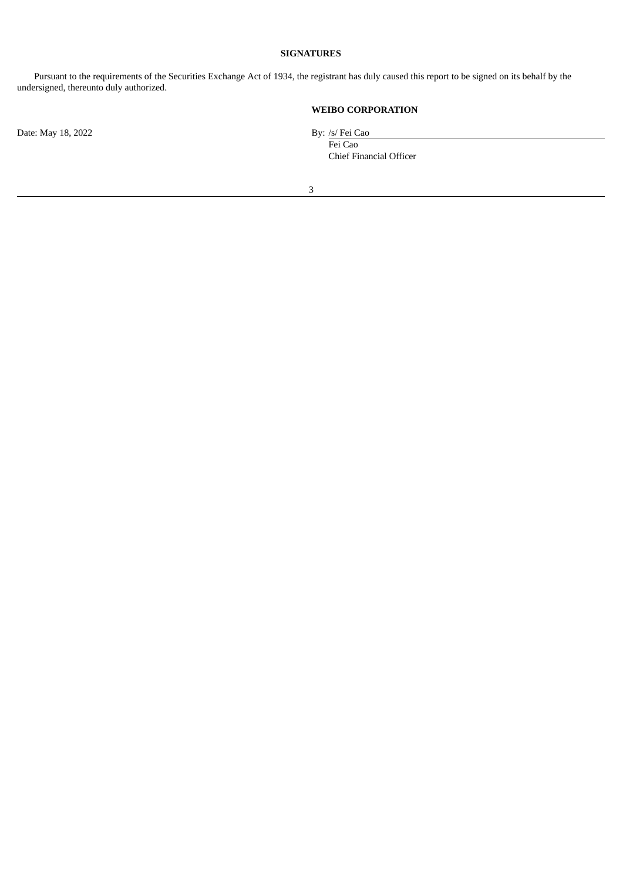**SIGNATURES**

Pursuant to the requirements of the Securities Exchange Act of 1934, the registrant has duly caused this report to be signed on its behalf by the undersigned, thereunto duly authorized.

**WEIBO CORPORATION**

Date: May 18, 2022

By: /s/ Fei Cao
Fei Cao
Chief Financial Officer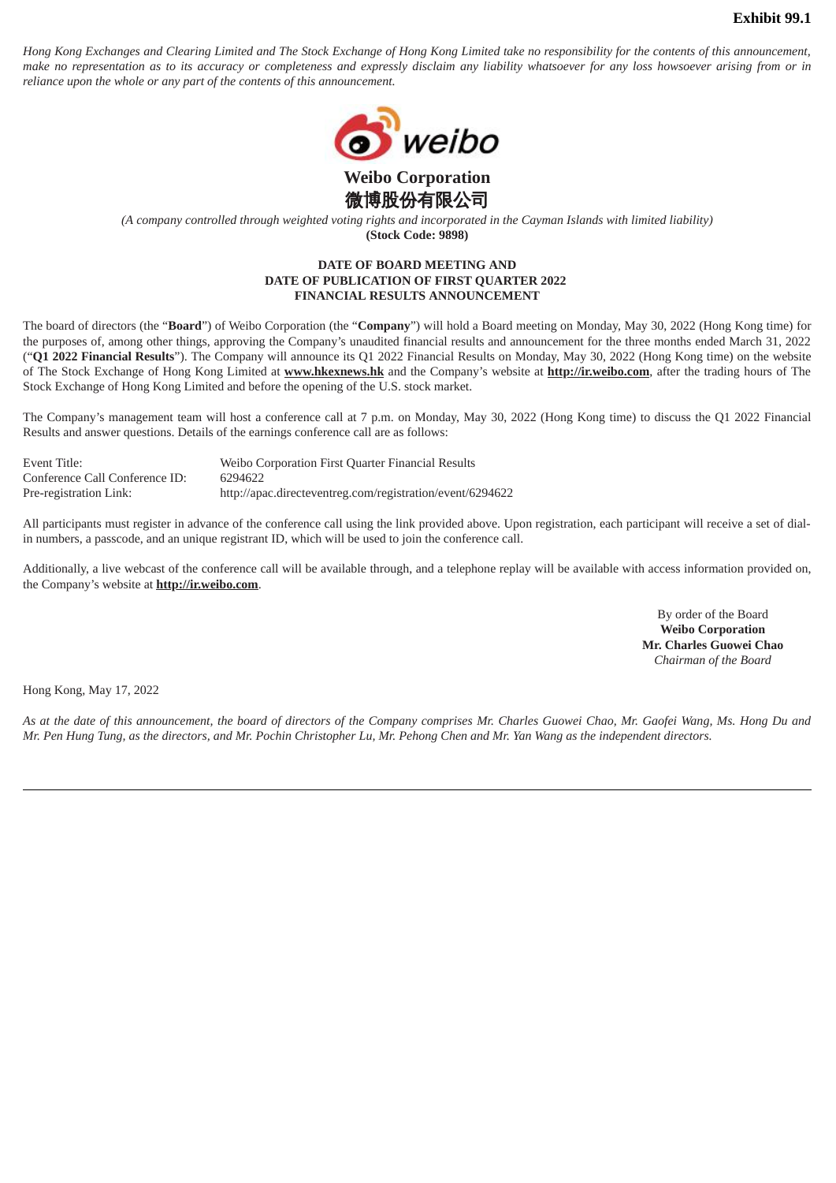**Exhibit 99.1**

*Hong Kong Exchanges and Clearing Limited and The Stock Exchange of Hong Kong Limited take no responsibility for the contents of this announcement, make no representation as to its accuracy or completeness and expressly disclaim any liability whatsoever for any loss howsoever arising from or in reliance upon the whole or any part of the contents of this announcement.*

# Weibo Corporation
# 微博股份有限公司

*(A company controlled through weighted voting rights and incorporated in the Cayman Islands with limited liability)*
**(Stock Code: 9898)**

## DATE OF BOARD MEETING AND DATE OF PUBLICATION OF FIRST QUARTER 2022 FINANCIAL RESULTS ANNOUNCEMENT

The board of directors (the "**Board**") of Weibo Corporation (the "**Company**") will hold a Board meeting on Monday, May 30, 2022 (Hong Kong time) for the purposes of, among other things, approving the Company's unaudited financial results and announcement for the three months ended March 31, 2022 ("**Q1 2022 Financial Results**"). The Company will announce its Q1 2022 Financial Results on Monday, May 30, 2022 (Hong Kong time) on the website of The Stock Exchange of Hong Kong Limited at **www.hkexnews.hk** and the Company's website at **http://ir.weibo.com**, after the trading hours of The Stock Exchange of Hong Kong Limited and before the opening of the U.S. stock market.

The Company's management team will host a conference call at 7 p.m. on Monday, May 30, 2022 (Hong Kong time) to discuss the Q1 2022 Financial Results and answer questions. Details of the earnings conference call are as follows:

| | |
|---|---|
| Event Title: | Weibo Corporation First Quarter Financial Results |
| Conference Call Conference ID: | 6294622 |
| Pre-registration Link: | http://apac.directeventreg.com/registration/event/6294622 |

All participants must register in advance of the conference call using the link provided above. Upon registration, each participant will receive a set of dial-in numbers, a passcode, and an unique registrant ID, which will be used to join the conference call.

Additionally, a live webcast of the conference call will be available through, and a telephone replay will be available with access information provided on, the Company's website at **http://ir.weibo.com**.

By order of the Board
**Weibo Corporation**
**Mr. Charles Guowei Chao**
*Chairman of the Board*

Hong Kong, May 17, 2022

*As at the date of this announcement, the board of directors of the Company comprises Mr. Charles Guowei Chao, Mr. Gaofei Wang, Ms. Hong Du and Mr. Pen Hung Tung, as the directors, and Mr. Pochin Christopher Lu, Mr. Pehong Chen and Mr. Yan Wang as the independent directors.*